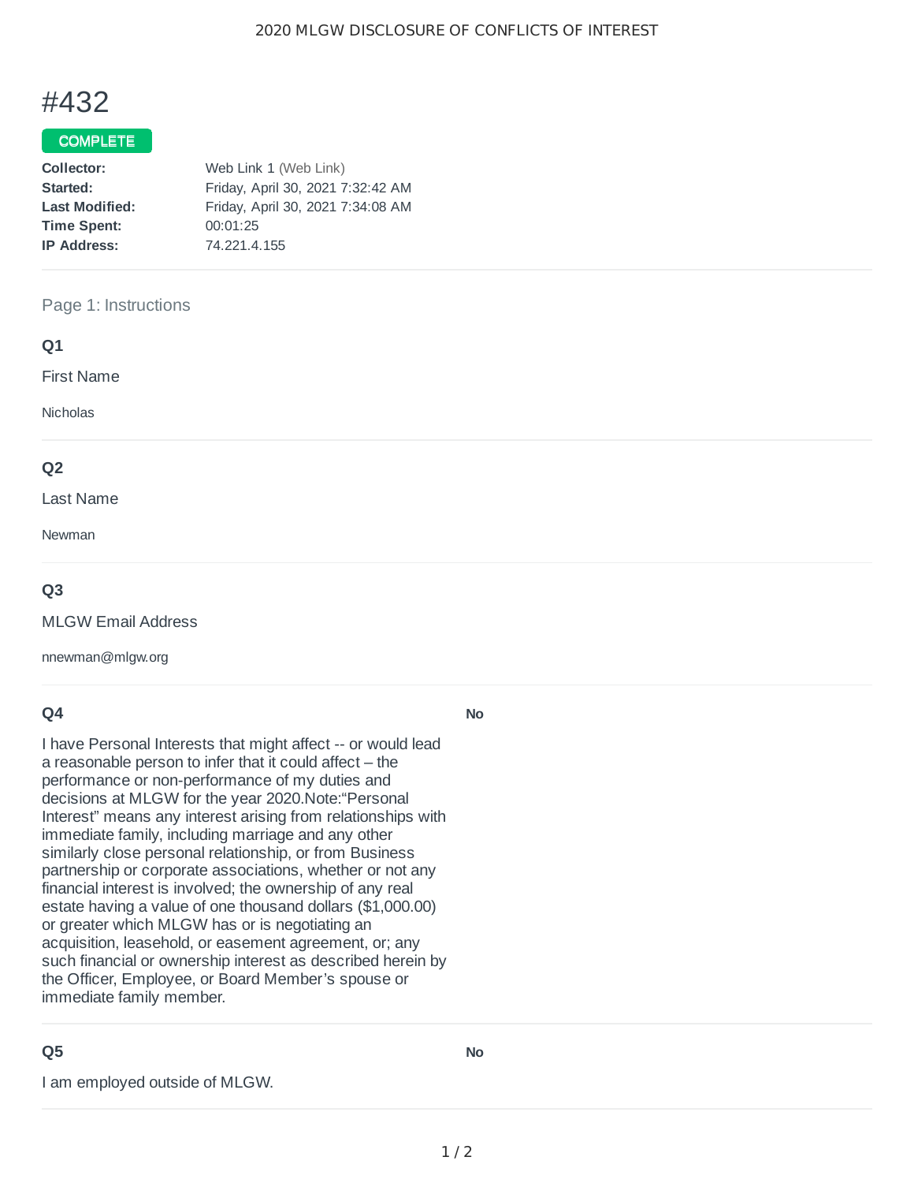# #432

**COMPLETE**

| | |
|---|---|
| **Collector:** | Web Link 1 (Web Link) |
| **Started:** | Friday, April 30, 2021 7:32:42 AM |
| **Last Modified:** | Friday, April 30, 2021 7:34:08 AM |
| **Time Spent:** | 00:01:25 |
| **IP Address:** | 74.221.4.155 |

## Page 1: Instructions

### Q1

First Name

Nicholas

### Q2

Last Name

Newman

### Q3

MLGW Email Address

nnewman@mlgw.org

### Q4

I have Personal Interests that might affect -- or would lead a reasonable person to infer that it could affect – the performance or non-performance of my duties and decisions at MLGW for the year 2020.Note:“Personal Interest” means any interest arising from relationships with immediate family, including marriage and any other similarly close personal relationship, or from Business partnership or corporate associations, whether or not any financial interest is involved; the ownership of any real estate having a value of one thousand dollars ($1,000.00) or greater which MLGW has or is negotiating an acquisition, leasehold, or easement agreement, or; any such financial or ownership interest as described herein by the Officer, Employee, or Board Member’s spouse or immediate family member.

**No**

### Q5

I am employed outside of MLGW.

**No**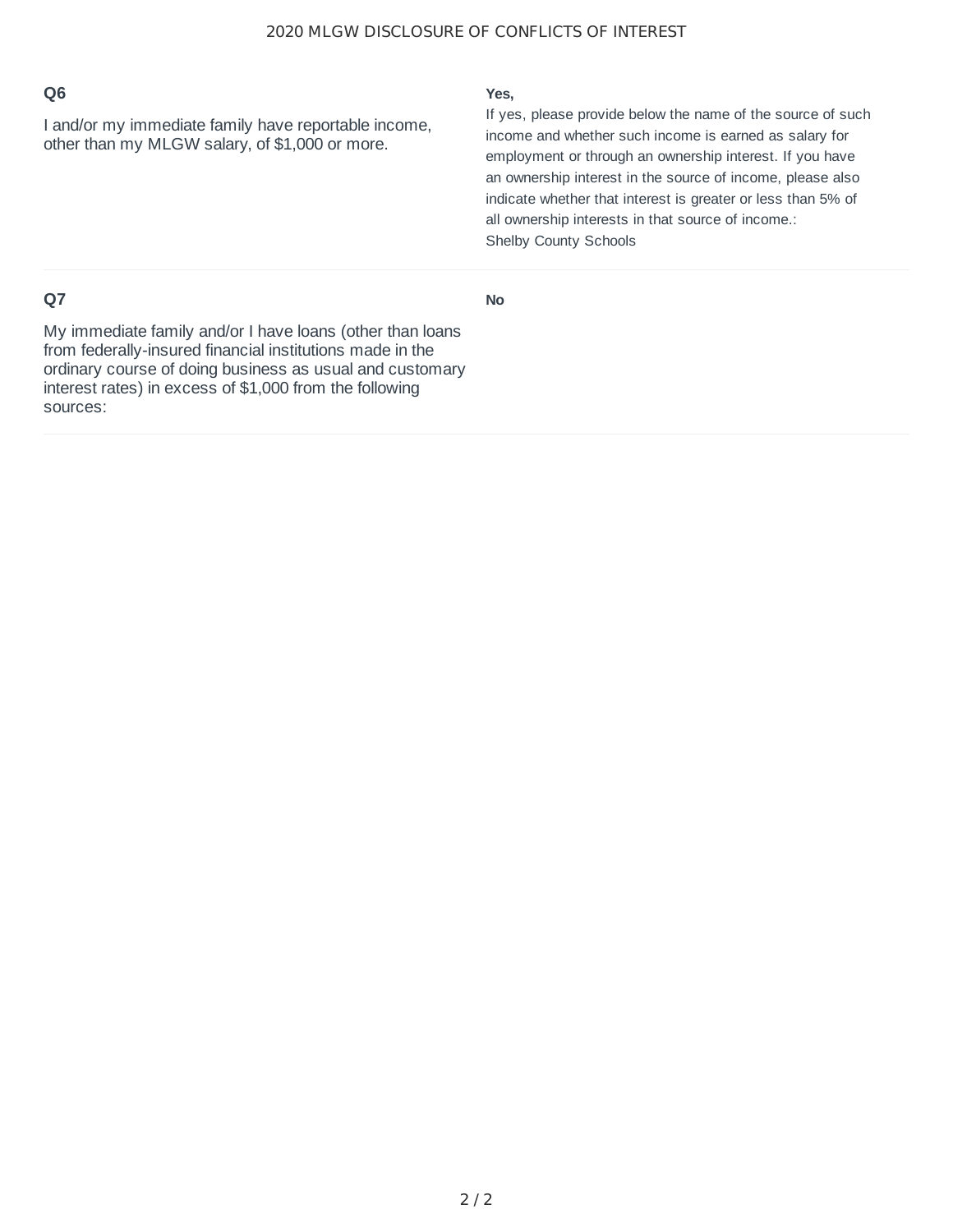**Q6**

I and/or my immediate family have reportable income, other than my MLGW salary, of $1,000 or more.

**Yes,**

If yes, please provide below the name of the source of such income and whether such income is earned as salary for employment or through an ownership interest. If you have an ownership interest in the source of income, please also indicate whether that interest is greater or less than 5% of all ownership interests in that source of income.:
Shelby County Schools

---

**Q7**

My immediate family and/or I have loans (other than loans from federally-insured financial institutions made in the ordinary course of doing business as usual and customary interest rates) in excess of $1,000 from the following sources:

**No**